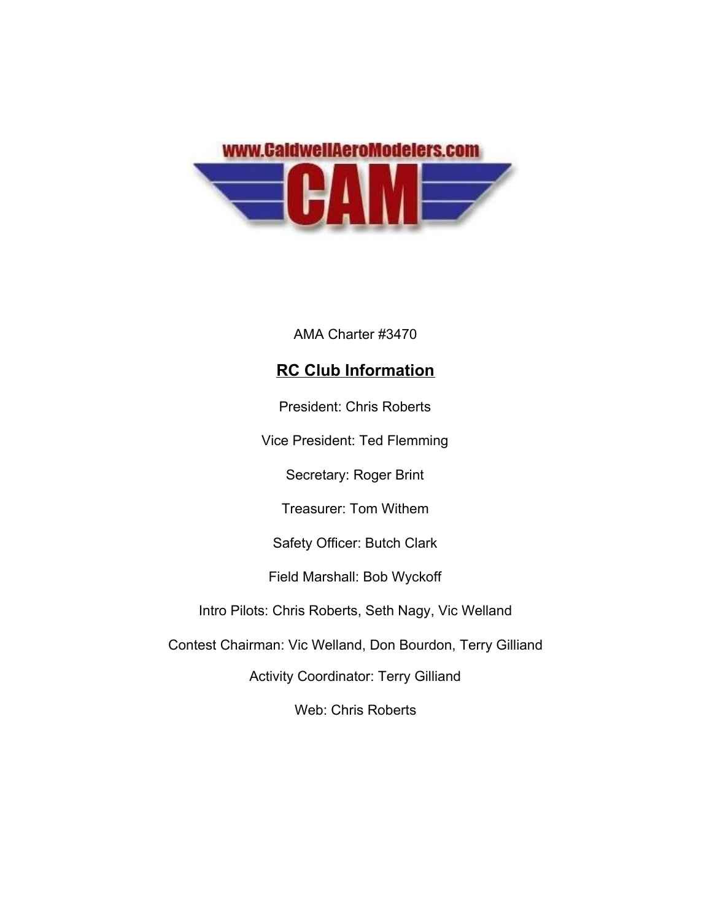www.CaldwellAeroModelers.com

CAM

AMA Charter #3470

## RC Club Information

President: Chris Roberts

Vice President: Ted Flemming

Secretary: Roger Brint

Treasurer: Tom Withem

Safety Officer: Butch Clark

Field Marshall: Bob Wyckoff

Intro Pilots: Chris Roberts, Seth Nagy, Vic Welland

Contest Chairman: Vic Welland, Don Bourdon, Terry Gilliand

Activity Coordinator: Terry Gilliand

Web: Chris Roberts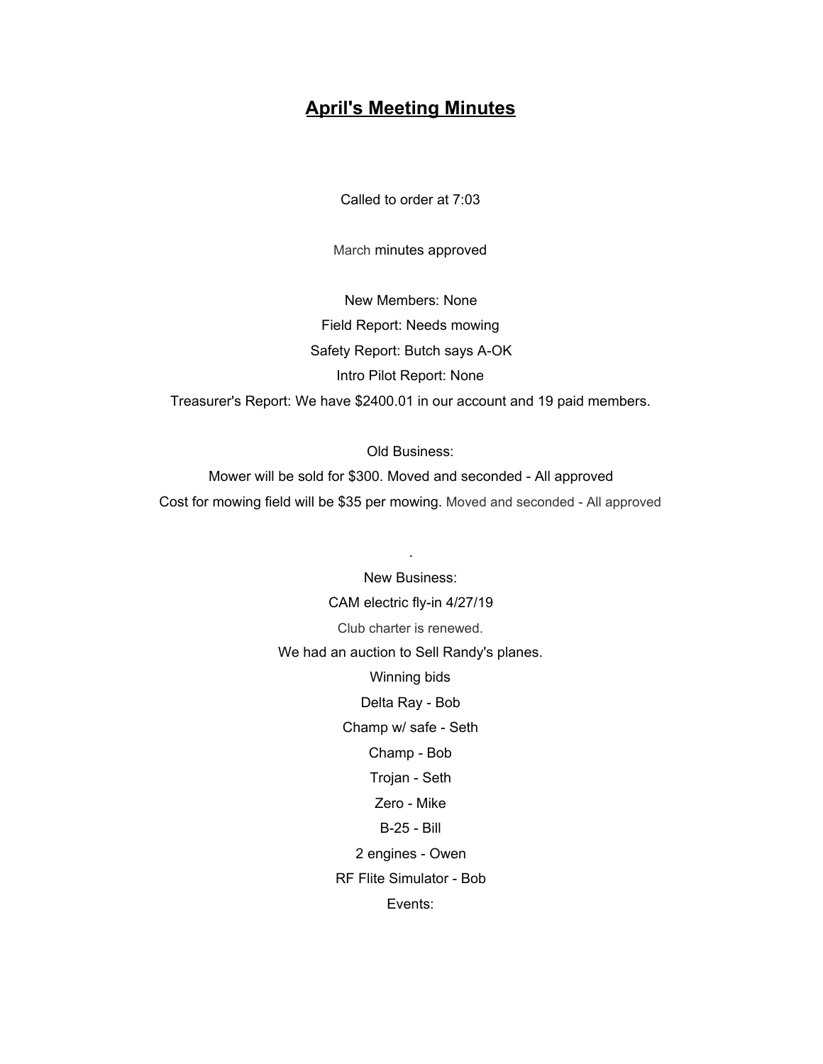# **April's Meeting Minutes**

Called to order at 7:03

March minutes approved

New Members: None

Field Report: Needs mowing

Safety Report: Butch says A-OK

Intro Pilot Report: None

Treasurer's Report: We have $2400.01 in our account and 19 paid members.

Old Business:

Mower will be sold for $300. Moved and seconded - All approved

Cost for mowing field will be $35 per mowing. Moved and seconded - All approved

.

New Business:

CAM electric fly-in 4/27/19

Club charter is renewed.

We had an auction to Sell Randy's planes.

Winning bids

Delta Ray - Bob

Champ w/ safe - Seth

Champ - Bob

Trojan - Seth

Zero - Mike

B-25 - Bill

2 engines - Owen

RF Flite Simulator - Bob

Events: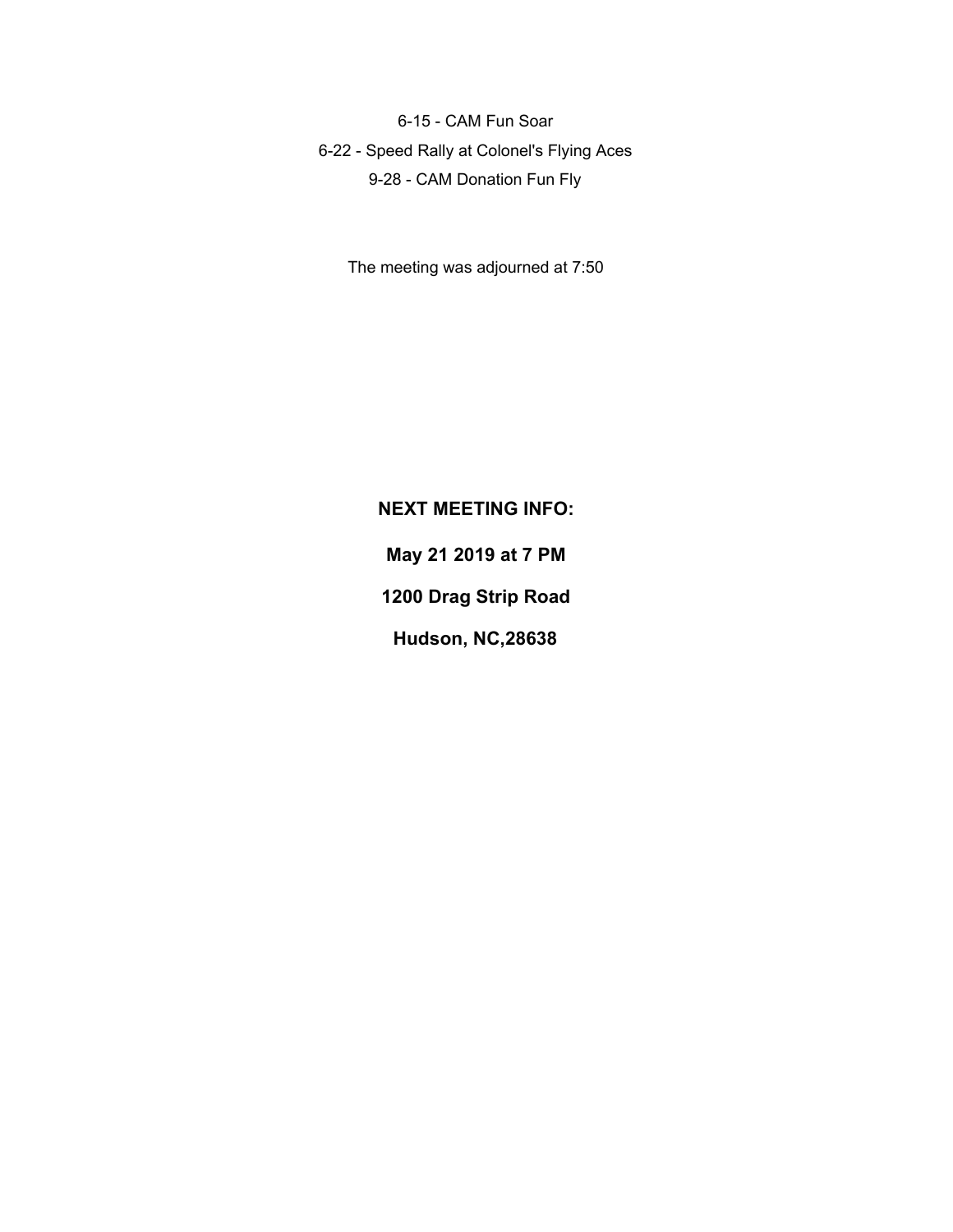6-15 - CAM Fun Soar

6-22 - Speed Rally at Colonel's Flying Aces

9-28 - CAM Donation Fun Fly

The meeting was adjourned at 7:50

**NEXT MEETING INFO:**

**May 21 2019 at 7 PM**

**1200 Drag Strip Road**

**Hudson, NC,28638**